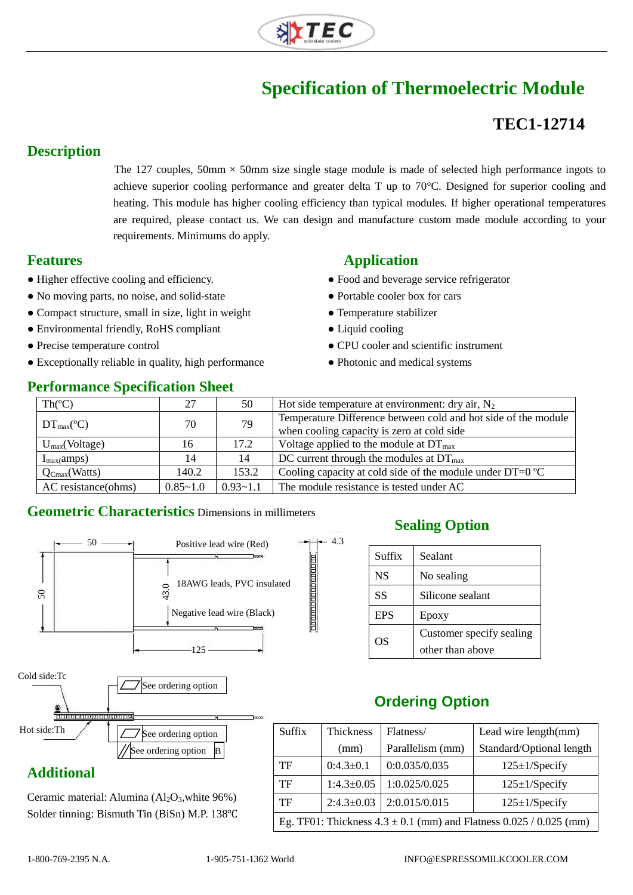# Specification of Thermoelectric Module

## TEC1-12714

## Description

The 127 couples, 50mm × 50mm size single stage module is made of selected high performance ingots to achieve superior cooling performance and greater delta T up to 70°C. Designed for superior cooling and heating. This module has higher cooling efficiency than typical modules. If higher operational temperatures are required, please contact us. We can design and manufacture custom made module according to your requirements. Minimums do apply.

## Features

- Higher effective cooling and efficiency.
- No moving parts, no noise, and solid-state
- Compact structure, small in size, light in weight
- Environmental friendly, RoHS compliant
- Precise temperature control
- Exceptionally reliable in quality, high performance

## Application

- Food and beverage service refrigerator
- Portable cooler box for cars
- Temperature stabilizer
- Liquid cooling
- CPU cooler and scientific instrument
- Photonic and medical systems

## Performance Specification Sheet

| Th(ºC) | 27 | 50 | Hot side temperature at environment: dry air, $N_2$ |
|---|---|---|---|
| $DT_{max}$(ºC) | 70 | 79 | Temperature Difference between cold and hot side of the module when cooling capacity is zero at cold side |
| $U_{max}$(Voltage) | 16 | 17.2 | Voltage applied to the module at $DT_{max}$ |
| $I_{max}$(amps) | 14 | 14 | DC current through the modules at $DT_{max}$ |
| $Q_{Cmax}$(Watts) | 140.2 | 153.2 | Cooling capacity at cold side of the module under DT=0 ºC |
| AC resistance(ohms) | 0.85~1.0 | 0.93~1.1 | The module resistance is tested under AC |

## Geometric Characteristics Dimensions in millimeters

50, 50, 43.0, 125, 4.3

Positive lead wire (Red)

18AWG leads, PVC insulated

Negative lead wire (Black)

Cold side:Tc

Hot side:Th

See ordering option

See ordering option

See ordering option B

## Sealing Option

| Suffix | Sealant |
|---|---|
| NS | No sealing |
| SS | Silicone sealant |
| EPS | Epoxy |
| OS | Customer specify sealing other than above |

## Ordering Option

| Suffix | Thickness (mm) | Flatness/ Parallelism (mm) | Lead wire length(mm) Standard/Optional length |
|---|---|---|---|
| TF | 0:4.3±0.1 | 0:0.035/0.035 | 125±1/Specify |
| TF | 1:4.3±0.05 | 1:0.025/0.025 | 125±1/Specify |
| TF | 2:4.3±0.03 | 2:0.015/0.015 | 125±1/Specify |

Eg. TF01: Thickness 4.3 ± 0.1 (mm) and Flatness 0.025 / 0.025 (mm)

## Additional

Ceramic material: Alumina ($Al_2O_3$,white 96%)

Solder tinning: Bismuth Tin (BiSn) M.P. 138℃

1-800-769-2395 N.A. 1-905-751-1362 World INFO@ESPRESSOMILKCOOLER.COM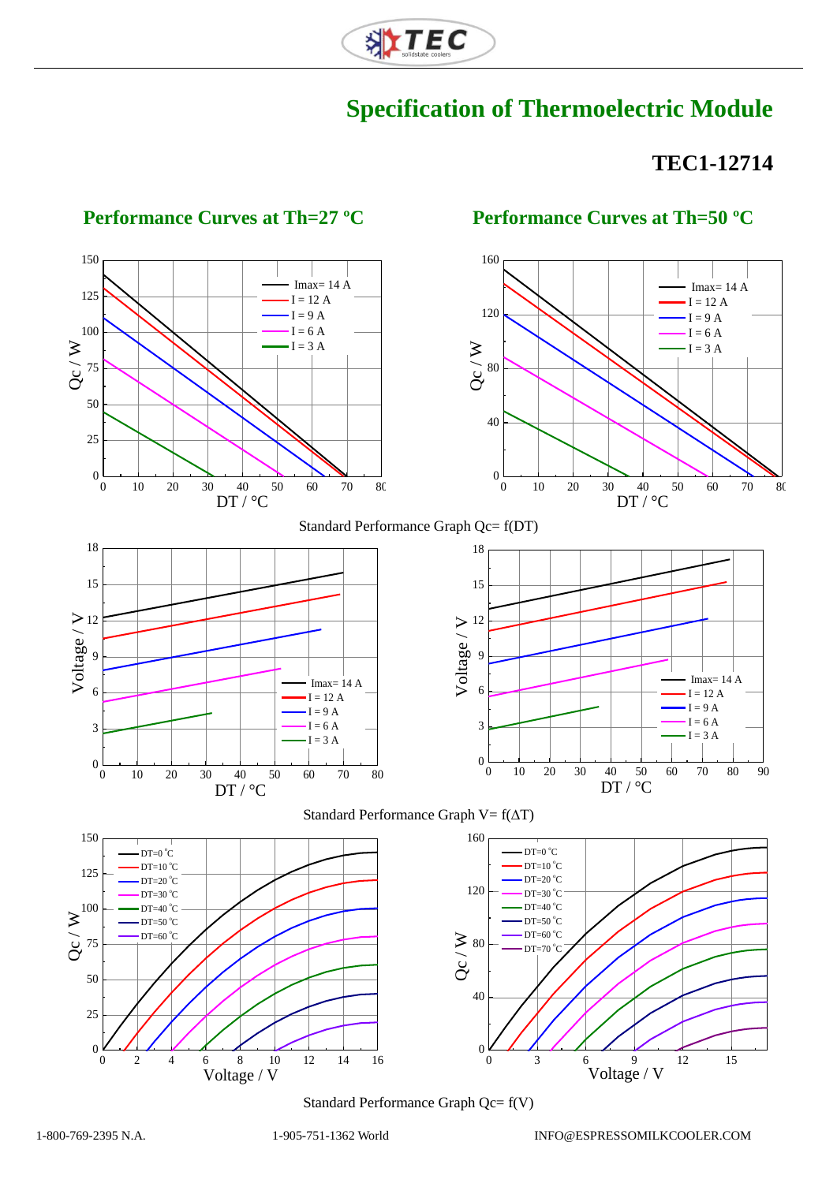# Specification of Thermoelectric Module

## TEC1-12714

### Performance Curves at Th=27 ºC

### Performance Curves at Th=50 ºC

Standard Performance Graph Qc= f(DT)

Standard Performance Graph V= f(ΔT)

Standard Performance Graph Qc= f(V)

1-800-769-2395 N.A. 1-905-751-1362 World INFO@ESPRESSOMILKCOOLER.COM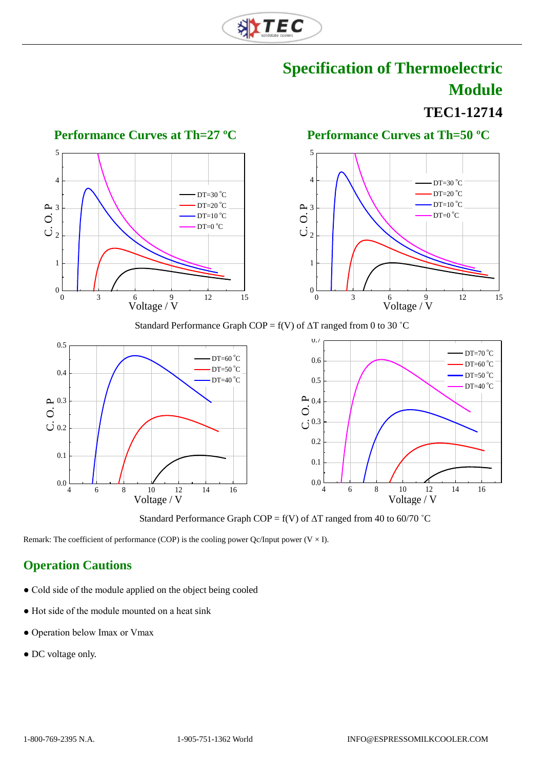# Specification of Thermoelectric Module

## TEC1-12714

### Performance Curves at Th=27 ºC

C. O. P
5
4
3
2
1
0
0 3 6 9 12 15
Voltage / V

DT=30 °C
DT=20 °C
DT=10 °C
DT=0 °C

### Performance Curves at Th=50 ºC

C. O. P
5
4
3
2
1
0
0 3 6 9 12 15
Voltage / V

DT=30 °C
DT=20 °C
DT=10 °C
DT=0 °C

Standard Performance Graph COP = f(V) of ΔT ranged from 0 to 30 ˚C

C. O. P
0.5
0.4
0.3
0.2
0.1
0.0
4 6 8 10 12 14 16
Voltage / V

DT=60 °C
DT=50 °C
DT=40 °C

C. O. P
0.7
0.6
0.5
0.4
0.3
0.2
0.1
0.0
4 6 8 10 12 14 16
Voltage / V

DT=70 °C
DT=60 °C
DT=50 °C
DT=40 °C

Standard Performance Graph COP = f(V) of ΔT ranged from 40 to 60/70 ˚C

Remark: The coefficient of performance (COP) is the cooling power Qc/Input power (V × I).

## Operation Cautions

- Cold side of the module applied on the object being cooled
- Hot side of the module mounted on a heat sink
- Operation below Imax or Vmax
- DC voltage only.

1-800-769-2395 N.A. 1-905-751-1362 World INFO@ESPRESSOMILKCOOLER.COM